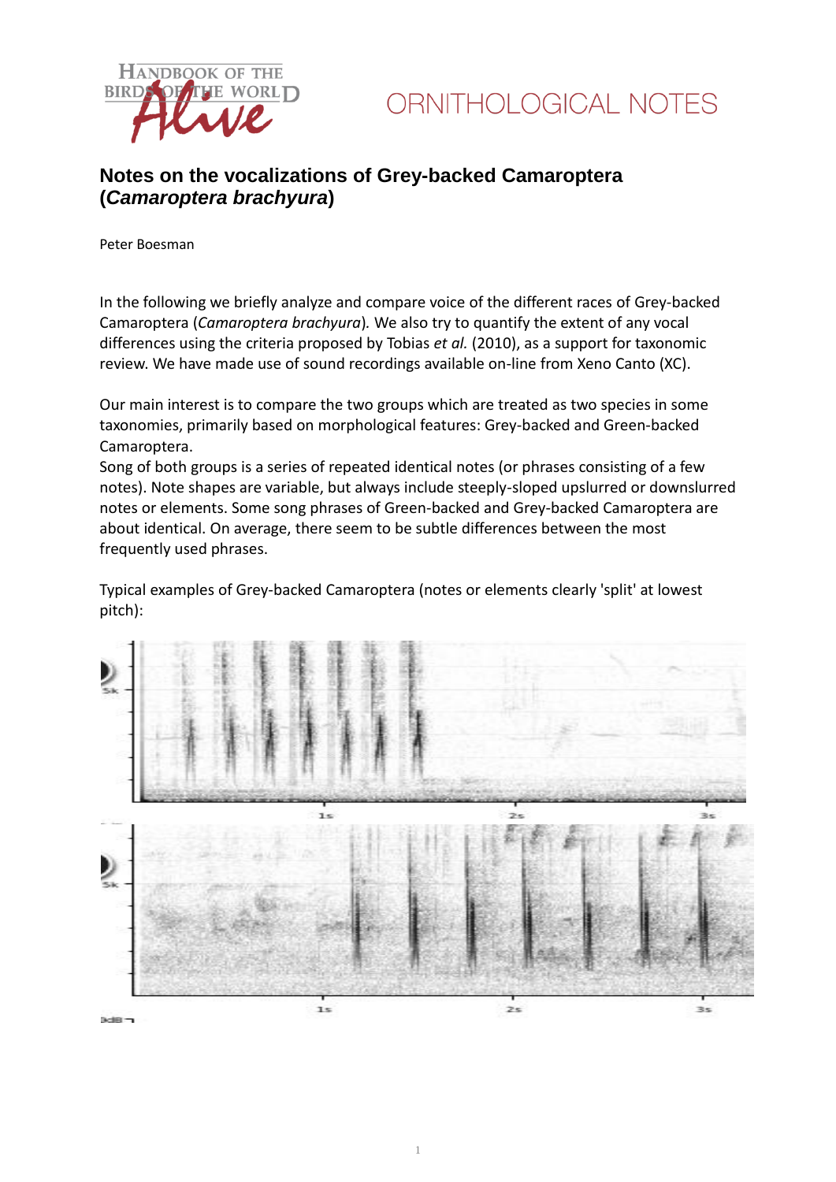ORNITHOLOGICAL NOTES

# Notes on the vocalizations of Grey-backed Camaroptera (*Camaroptera brachyura*)

Peter Boesman

In the following we briefly analyze and compare voice of the different races of Grey-backed Camaroptera (*Camaroptera brachyura*). We also try to quantify the extent of any vocal differences using the criteria proposed by Tobias *et al.* (2010), as a support for taxonomic review. We have made use of sound recordings available on-line from Xeno Canto (XC).

Our main interest is to compare the two groups which are treated as two species in some taxonomies, primarily based on morphological features: Grey-backed and Green-backed Camaroptera.

Song of both groups is a series of repeated identical notes (or phrases consisting of a few notes). Note shapes are variable, but always include steeply-sloped upslurred or downslurred notes or elements. Some song phrases of Green-backed and Grey-backed Camaroptera are about identical. On average, there seem to be subtle differences between the most frequently used phrases.

Typical examples of Grey-backed Camaroptera (notes or elements clearly 'split' at lowest pitch):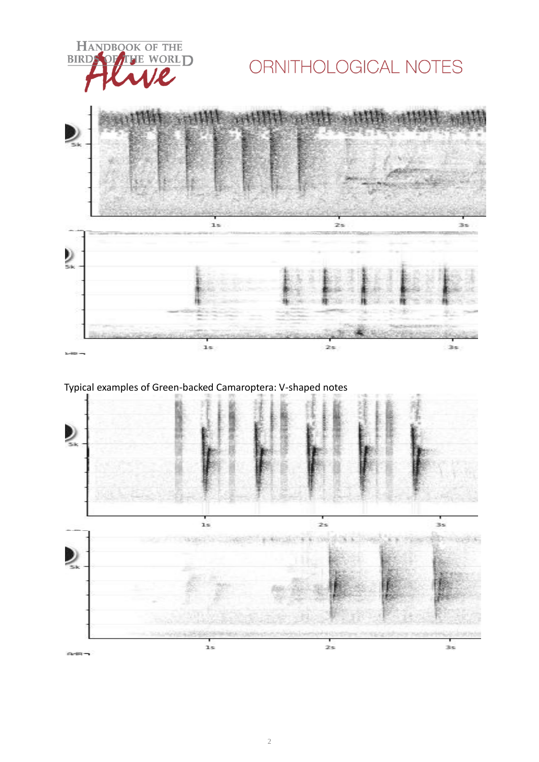Typical examples of Green-backed Camaroptera: V-shaped notes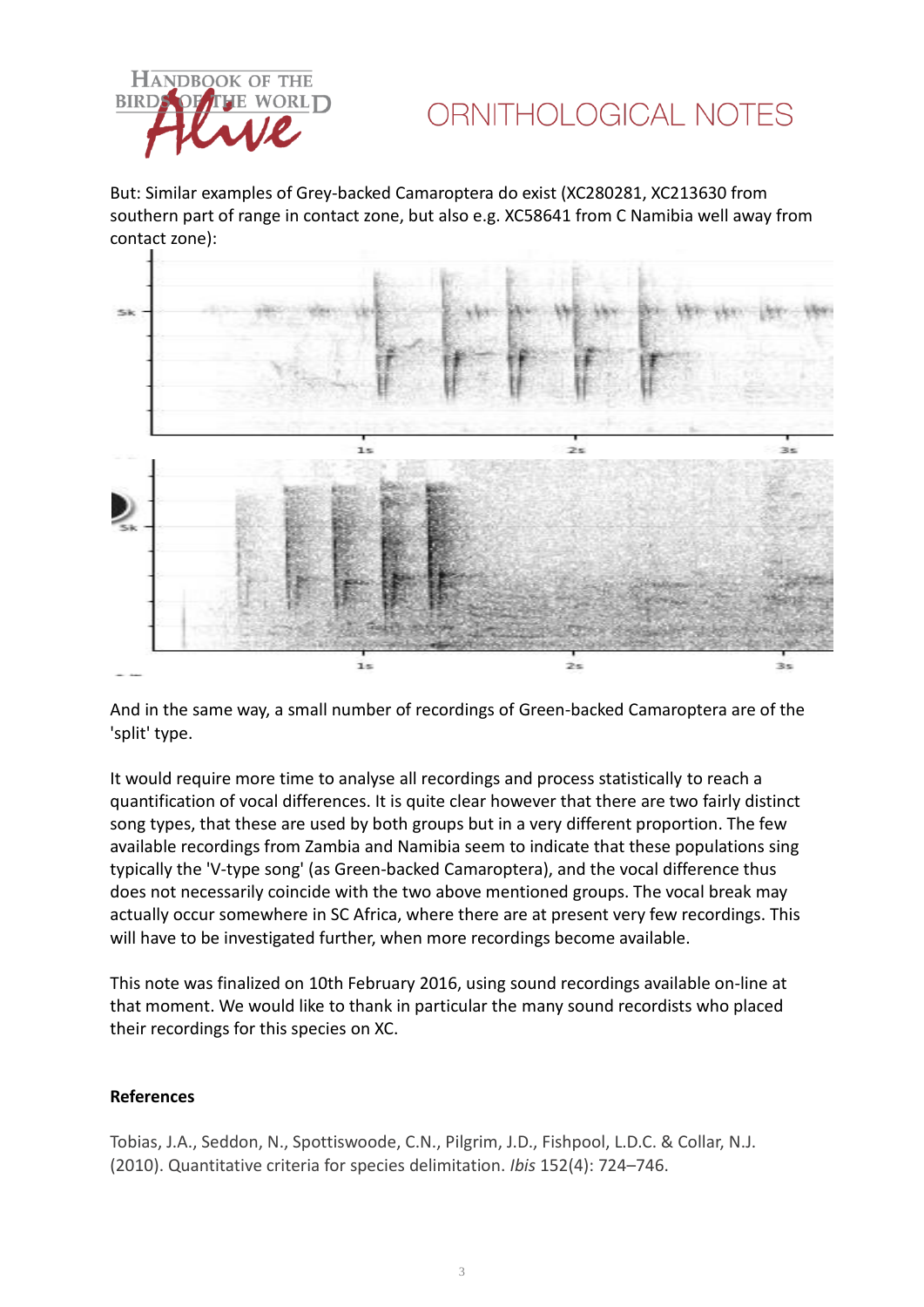But: Similar examples of Grey-backed Camaroptera do exist (XC280281, XC213630 from southern part of range in contact zone, but also e.g. XC58641 from C Namibia well away from contact zone):

And in the same way, a small number of recordings of Green-backed Camaroptera are of the 'split' type.

It would require more time to analyse all recordings and process statistically to reach a quantification of vocal differences. It is quite clear however that there are two fairly distinct song types, that these are used by both groups but in a very different proportion. The few available recordings from Zambia and Namibia seem to indicate that these populations sing typically the 'V-type song' (as Green-backed Camaroptera), and the vocal difference thus does not necessarily coincide with the two above mentioned groups. The vocal break may actually occur somewhere in SC Africa, where there are at present very few recordings. This will have to be investigated further, when more recordings become available.

This note was finalized on 10th February 2016, using sound recordings available on-line at that moment. We would like to thank in particular the many sound recordists who placed their recordings for this species on XC.

**References**

Tobias, J.A., Seddon, N., Spottiswoode, C.N., Pilgrim, J.D., Fishpool, L.D.C. & Collar, N.J. (2010). Quantitative criteria for species delimitation. *Ibis* 152(4): 724–746.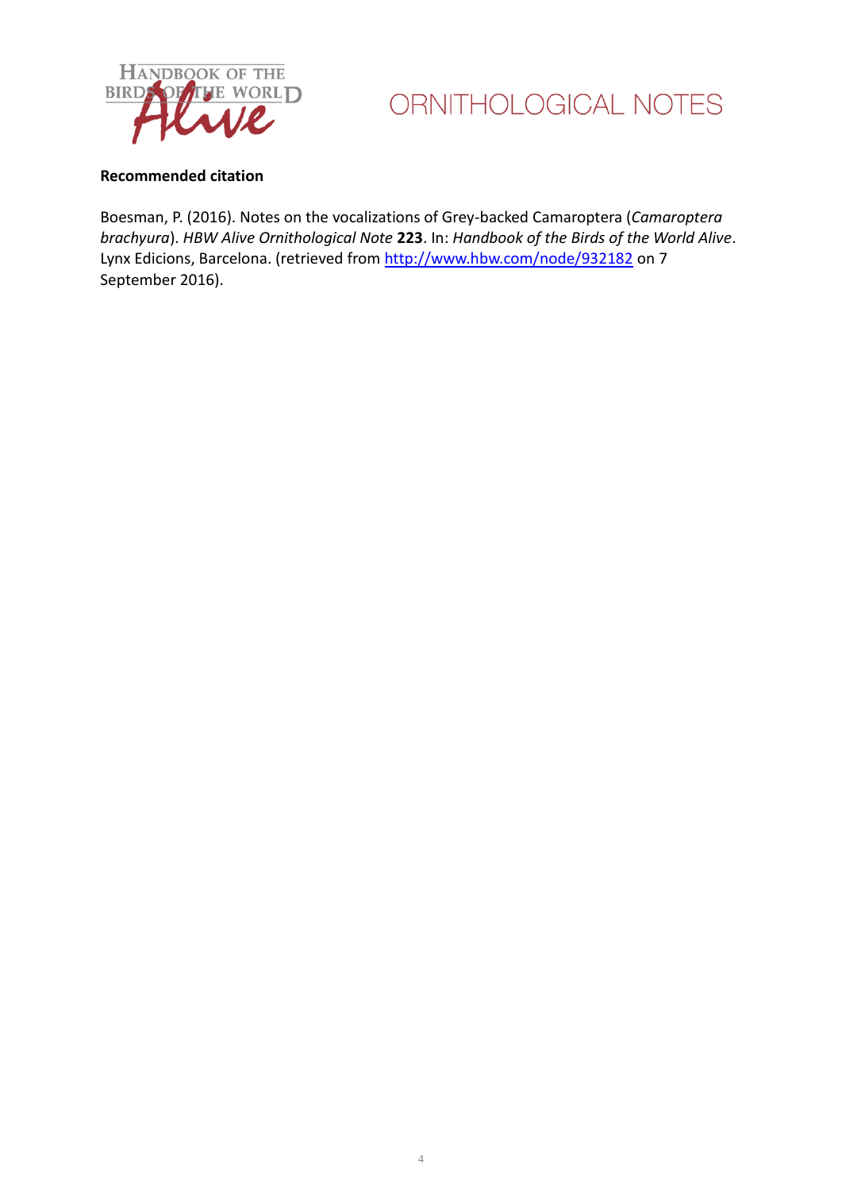**Recommended citation**

Boesman, P. (2016). Notes on the vocalizations of Grey-backed Camaroptera (*Camaroptera brachyura*). *HBW Alive Ornithological Note* **223**. In: *Handbook of the Birds of the World Alive*. Lynx Edicions, Barcelona. (retrieved from http://www.hbw.com/node/932182 on 7 September 2016).